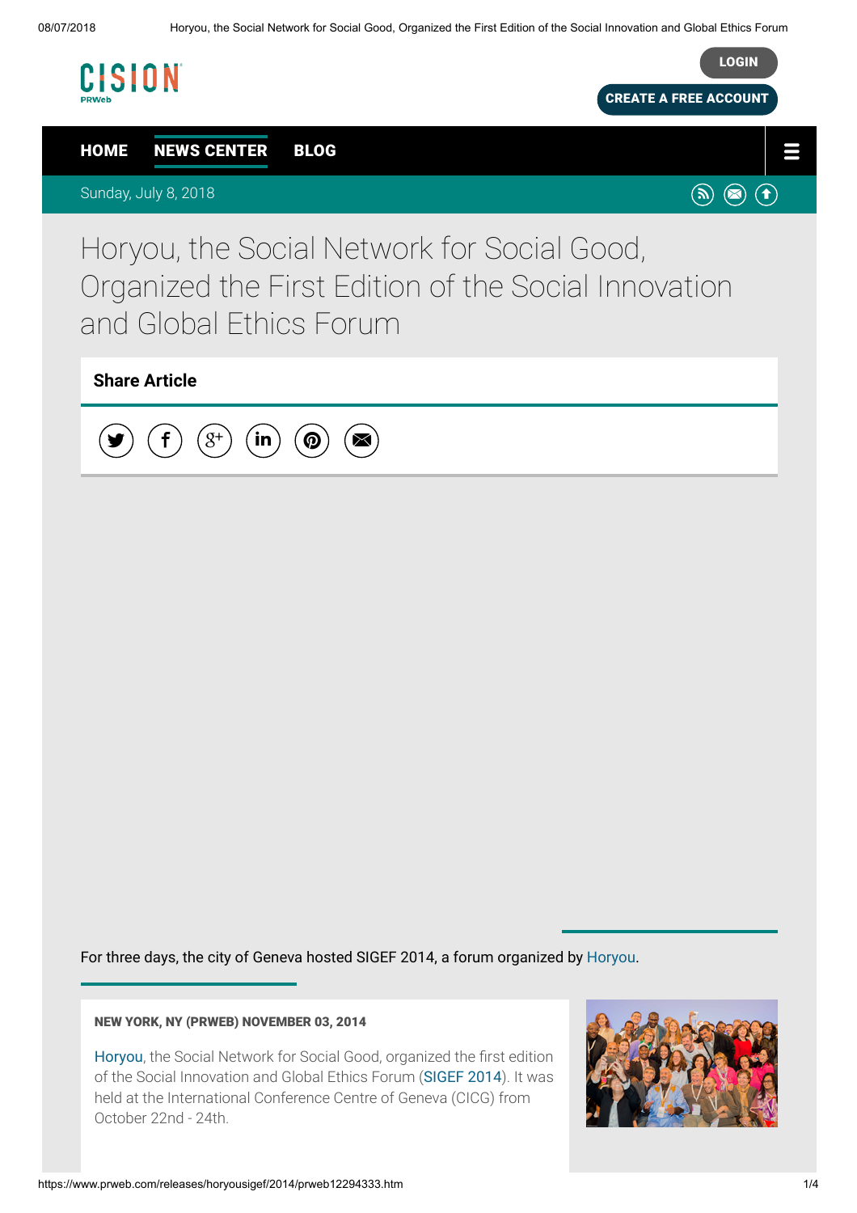# Horyou, the Social Network for Social Good, Organized the First Edition of the Social Innovation and Global Ethics Forum

For three days, the city of Geneva hosted SIGEF 2014, a forum organized by Horyou.

**NEW YORK, NY (PRWEB) NOVEMBER 03, 2014**

Horyou, the Social Network for Social Good, organized the first edition of the Social Innovation and Global Ethics Forum (SIGEF 2014). It was held at the International Conference Centre of Geneva (CICG) from October 22nd - 24th.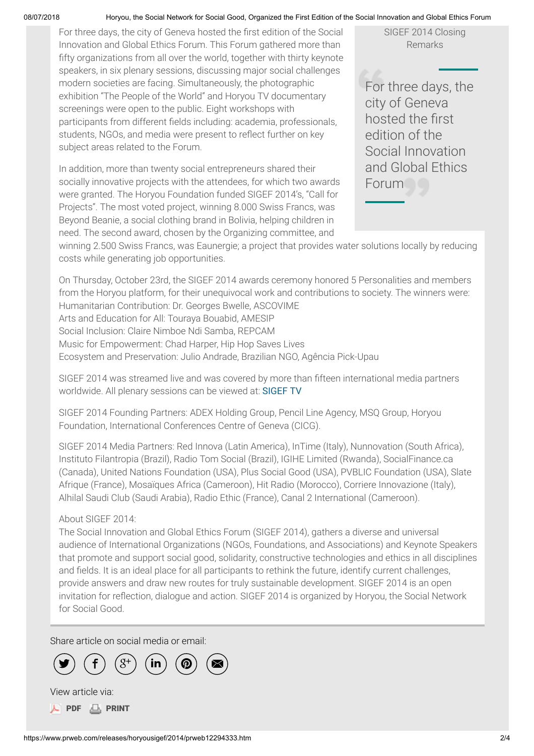SIGEF 2014 Closing Remarks

For three days, the city of Geneva hosted the first edition of the Social Innovation and Global Ethics Forum. This Forum gathered more than fifty organizations from all over the world, together with thirty keynote speakers, in six plenary sessions, discussing major social challenges modern societies are facing. Simultaneously, the photographic exhibition "The People of the World" and Horyou TV documentary screenings were open to the public. Eight workshops with participants from different fields including: academia, professionals, students, NGOs, and media were present to reflect further on key subject areas related to the Forum.

> For three days, the city of Geneva hosted the first edition of the Social Innovation and Global Ethics Forum

In addition, more than twenty social entrepreneurs shared their socially innovative projects with the attendees, for which two awards were granted. The Horyou Foundation funded SIGEF 2014's, "Call for Projects". The most voted project, winning 8.000 Swiss Francs, was Beyond Beanie, a social clothing brand in Bolivia, helping children in need. The second award, chosen by the Organizing committee, and winning 2.500 Swiss Francs, was Eaunergie; a project that provides water solutions locally by reducing costs while generating job opportunities.

On Thursday, October 23rd, the SIGEF 2014 awards ceremony honored 5 Personalities and members from the Horyou platform, for their unequivocal work and contributions to society. The winners were:
Humanitarian Contribution: Dr. Georges Bwelle, ASCOVIME
Arts and Education for All: Touraya Bouabid, AMESIP
Social Inclusion: Claire Nimboe Ndi Samba, REPCAM
Music for Empowerment: Chad Harper, Hip Hop Saves Lives
Ecosystem and Preservation: Julio Andrade, Brazilian NGO, Agência Pick-Upau

SIGEF 2014 was streamed live and was covered by more than fifteen international media partners worldwide. All plenary sessions can be viewed at: SIGEF TV

SIGEF 2014 Founding Partners: ADEX Holding Group, Pencil Line Agency, MSQ Group, Horyou Foundation, International Conferences Centre of Geneva (CICG).

SIGEF 2014 Media Partners: Red Innova (Latin America), InTime (Italy), Nunnovation (South Africa), Instituto Filantropia (Brazil), Radio Tom Social (Brazil), IGIHE Limited (Rwanda), SocialFinance.ca (Canada), United Nations Foundation (USA), Plus Social Good (USA), PVBLIC Foundation (USA), Slate Afrique (France), Mosaïques Africa (Cameroon), Hit Radio (Morocco), Corriere Innovazione (Italy), Alhilal Saudi Club (Saudi Arabia), Radio Ethic (France), Canal 2 International (Cameroon).

About SIGEF 2014:
The Social Innovation and Global Ethics Forum (SIGEF 2014), gathers a diverse and universal audience of International Organizations (NGOs, Foundations, and Associations) and Keynote Speakers that promote and support social good, solidarity, constructive technologies and ethics in all disciplines and fields. It is an ideal place for all participants to rethink the future, identify current challenges, provide answers and draw new routes for truly sustainable development. SIGEF 2014 is an open invitation for reflection, dialogue and action. SIGEF 2014 is organized by Horyou, the Social Network for Social Good.

Share article on social media or email:

View article via:

PDF PRINT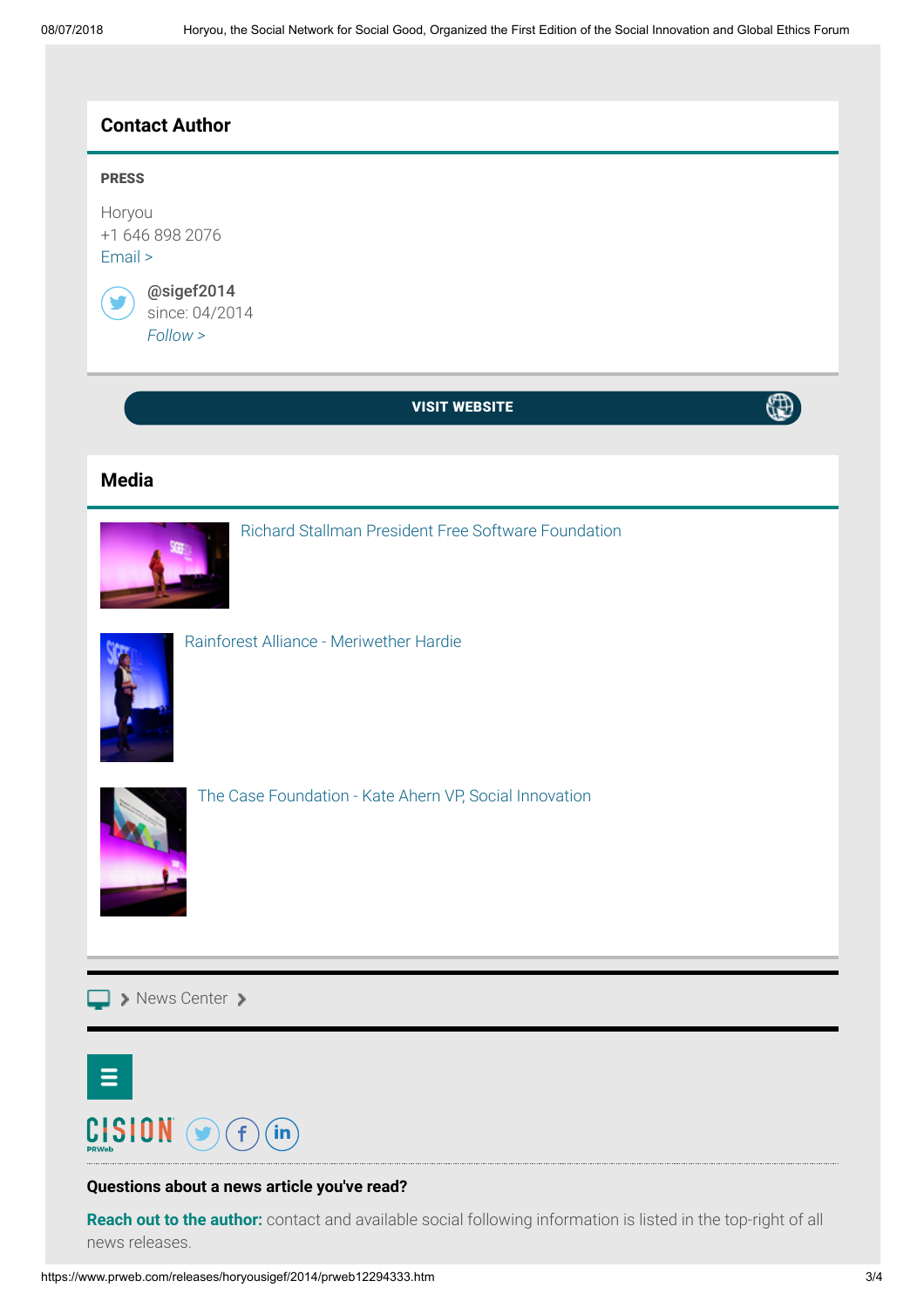## Contact Author

**PRESS**

Horyou
+1 646 898 2076
Email >

@sigef2014
since: 04/2014
*Follow >*

VISIT WEBSITE

## Media

Richard Stallman President Free Software Foundation

Rainforest Alliance - Meriwether Hardie

The Case Foundation - Kate Ahern VP, Social Innovation

> News Center >

CISION PRWeb

**Questions about a news article you've read?**

**Reach out to the author:** contact and available social following information is listed in the top-right of all news releases.